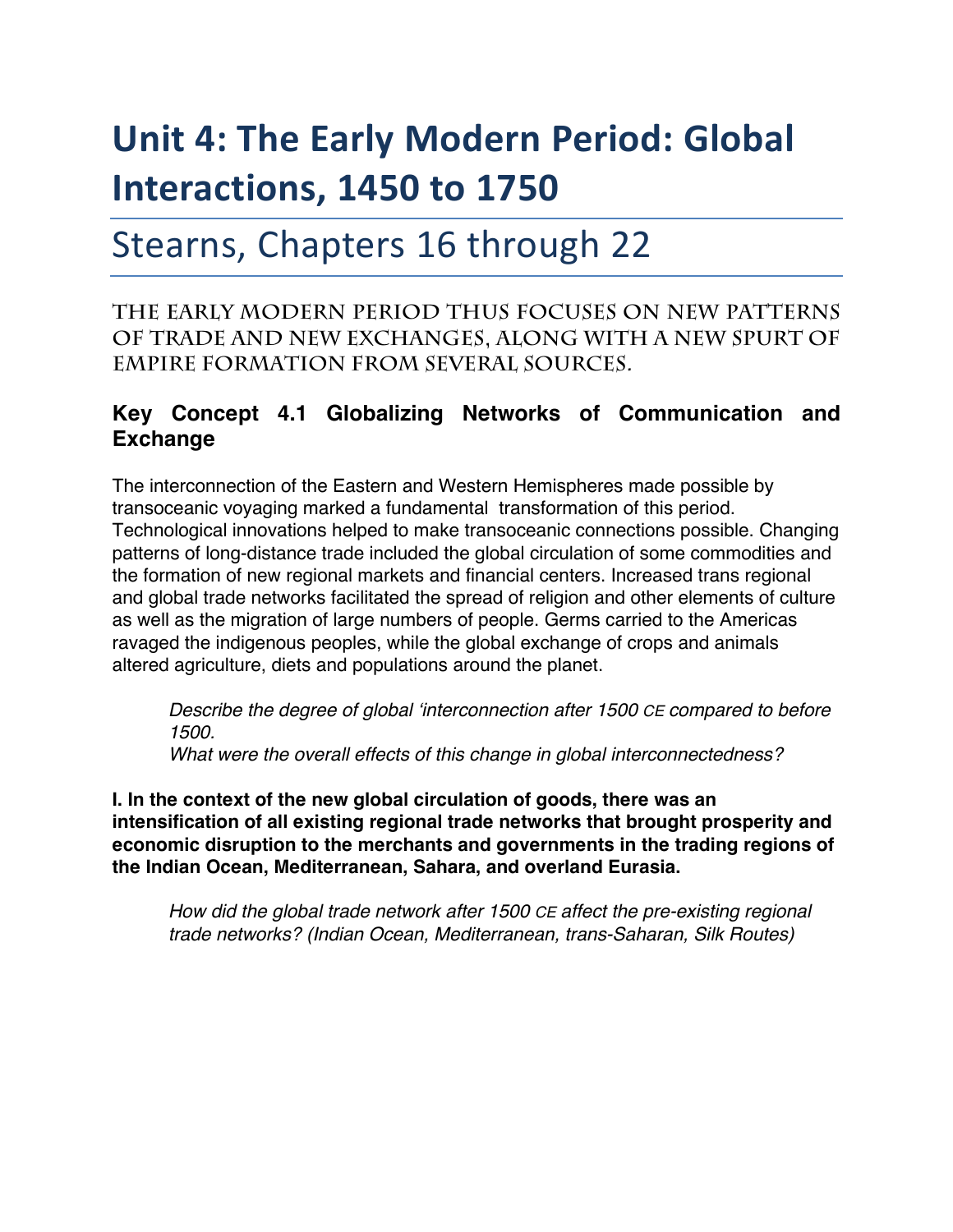# Unit 4: The Early Modern Period: Global Interactions, 1450 to 1750

## Stearns, Chapters 16 through 22

### THE EARLY MODERN PERIOD THUS FOCUSES ON NEW PATTERNS OF TRADE AND NEW EXCHANGES, ALONG WITH A NEW SPURT OF EMPIRE FORMATION FROM SEVERAL SOURCES.

### Key Concept 4.1 Globalizing Networks of Communication and Exchange

The interconnection of the Eastern and Western Hemispheres made possible by transoceanic voyaging marked a fundamental transformation of this period. Technological innovations helped to make transoceanic connections possible. Changing patterns of long-distance trade included the global circulation of some commodities and the formation of new regional markets and financial centers. Increased trans regional and global trade networks facilitated the spread of religion and other elements of culture as well as the migration of large numbers of people. Germs carried to the Americas ravaged the indigenous peoples, while the global exchange of crops and animals altered agriculture, diets and populations around the planet.

> *Describe the degree of global 'interconnection after 1500 CE compared to before 1500.*
> *What were the overall effects of this change in global interconnectedness?*

**I. In the context of the new global circulation of goods, there was an intensification of all existing regional trade networks that brought prosperity and economic disruption to the merchants and governments in the trading regions of the Indian Ocean, Mediterranean, Sahara, and overland Eurasia.**

> *How did the global trade network after 1500 CE affect the pre-existing regional trade networks? (Indian Ocean, Mediterranean, trans-Saharan, Silk Routes)*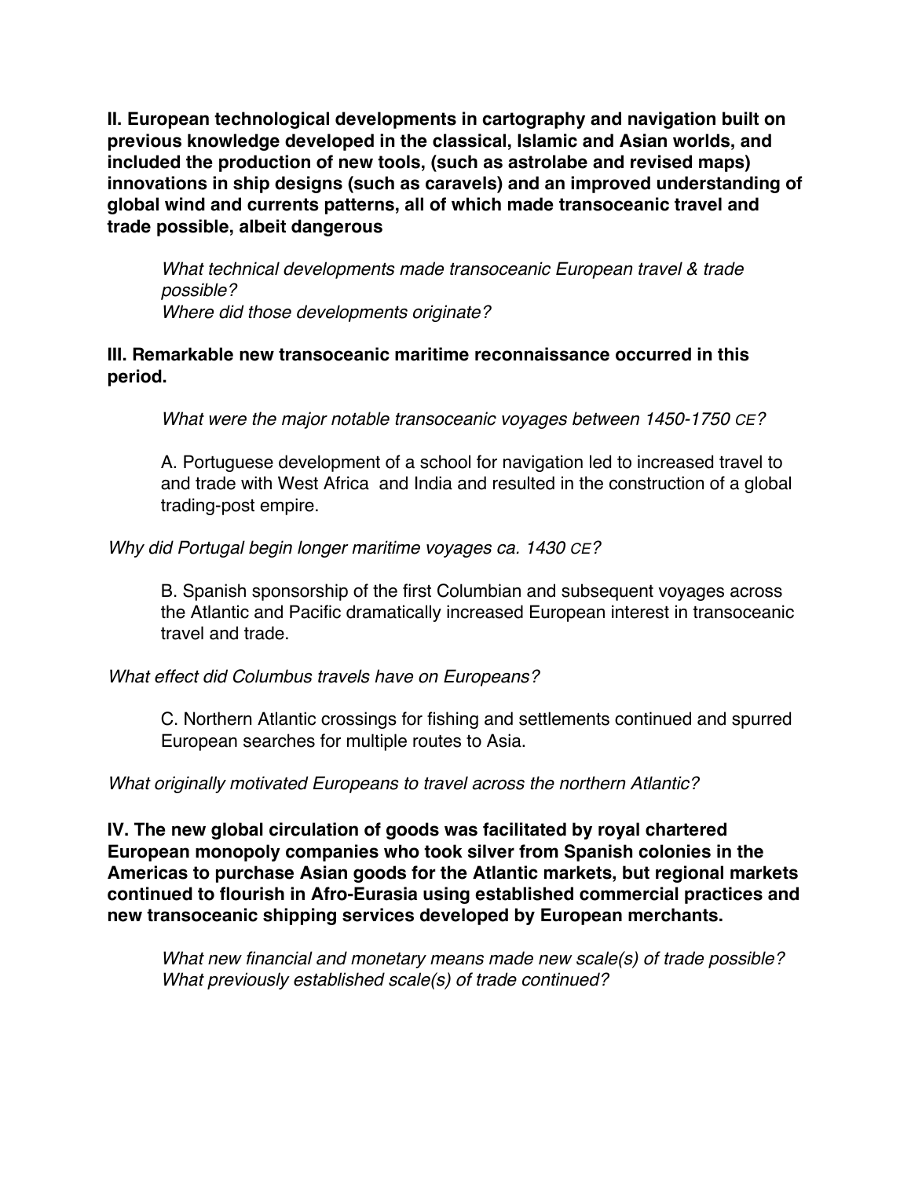**II. European technological developments in cartography and navigation built on previous knowledge developed in the classical, Islamic and Asian worlds, and included the production of new tools, (such as astrolabe and revised maps) innovations in ship designs (such as caravels) and an improved understanding of global wind and currents patterns, all of which made transoceanic travel and trade possible, albeit dangerous**

> *What technical developments made transoceanic European travel & trade possible?*
> *Where did those developments originate?*

**III. Remarkable new transoceanic maritime reconnaissance occurred in this period.**

> *What were the major notable transoceanic voyages between 1450-1750 CE?*
>
> A. Portuguese development of a school for navigation led to increased travel to and trade with West Africa and India and resulted in the construction of a global trading-post empire.

*Why did Portugal begin longer maritime voyages ca. 1430 CE?*

> B. Spanish sponsorship of the first Columbian and subsequent voyages across the Atlantic and Pacific dramatically increased European interest in transoceanic travel and trade.

*What effect did Columbus travels have on Europeans?*

> C. Northern Atlantic crossings for fishing and settlements continued and spurred European searches for multiple routes to Asia.

*What originally motivated Europeans to travel across the northern Atlantic?*

**IV. The new global circulation of goods was facilitated by royal chartered European monopoly companies who took silver from Spanish colonies in the Americas to purchase Asian goods for the Atlantic markets, but regional markets continued to flourish in Afro-Eurasia using established commercial practices and new transoceanic shipping services developed by European merchants.**

> *What new financial and monetary means made new scale(s) of trade possible?*
> *What previously established scale(s) of trade continued?*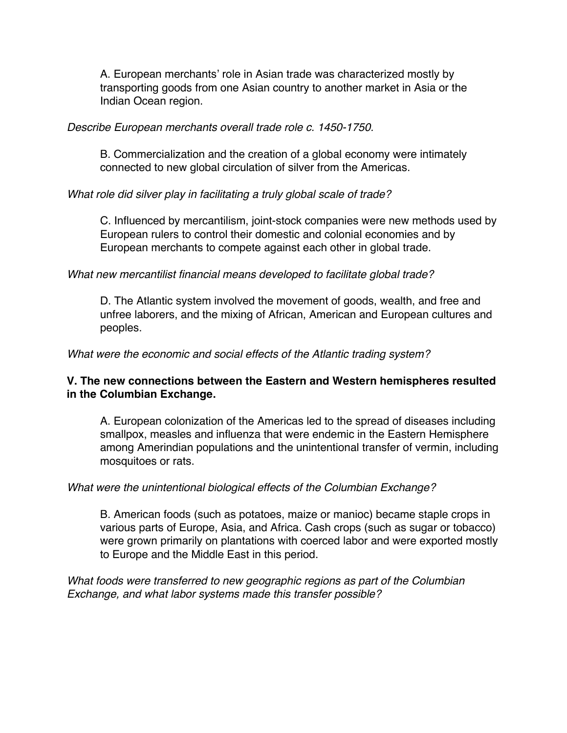A. European merchants' role in Asian trade was characterized mostly by transporting goods from one Asian country to another market in Asia or the Indian Ocean region.

*Describe European merchants overall trade role c. 1450-1750.*

B. Commercialization and the creation of a global economy were intimately connected to new global circulation of silver from the Americas.

*What role did silver play in facilitating a truly global scale of trade?*

C. Influenced by mercantilism, joint-stock companies were new methods used by European rulers to control their domestic and colonial economies and by European merchants to compete against each other in global trade.

*What new mercantilist financial means developed to facilitate global trade?*

D. The Atlantic system involved the movement of goods, wealth, and free and unfree laborers, and the mixing of African, American and European cultures and peoples.

*What were the economic and social effects of the Atlantic trading system?*

**V. The new connections between the Eastern and Western hemispheres resulted in the Columbian Exchange.**

A. European colonization of the Americas led to the spread of diseases including smallpox, measles and influenza that were endemic in the Eastern Hemisphere among Amerindian populations and the unintentional transfer of vermin, including mosquitoes or rats.

*What were the unintentional biological effects of the Columbian Exchange?*

B. American foods (such as potatoes, maize or manioc) became staple crops in various parts of Europe, Asia, and Africa. Cash crops (such as sugar or tobacco) were grown primarily on plantations with coerced labor and were exported mostly to Europe and the Middle East in this period.

*What foods were transferred to new geographic regions as part of the Columbian Exchange, and what labor systems made this transfer possible?*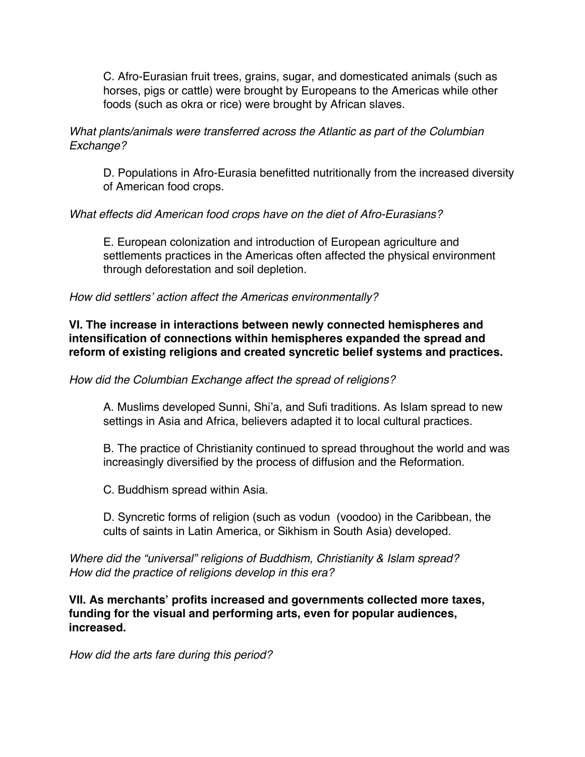C. Afro-Eurasian fruit trees, grains, sugar, and domesticated animals (such as horses, pigs or cattle) were brought by Europeans to the Americas while other foods (such as okra or rice) were brought by African slaves.

*What plants/animals were transferred across the Atlantic as part of the Columbian Exchange?*

D. Populations in Afro-Eurasia benefitted nutritionally from the increased diversity of American food crops.

*What effects did American food crops have on the diet of Afro-Eurasians?*

E. European colonization and introduction of European agriculture and settlements practices in the Americas often affected the physical environment through deforestation and soil depletion.

*How did settlers' action affect the Americas environmentally?*

**VI. The increase in interactions between newly connected hemispheres and intensification of connections within hemispheres expanded the spread and reform of existing religions and created syncretic belief systems and practices.**

*How did the Columbian Exchange affect the spread of religions?*

A. Muslims developed Sunni, Shi'a, and Sufi traditions. As Islam spread to new settings in Asia and Africa, believers adapted it to local cultural practices.

B. The practice of Christianity continued to spread throughout the world and was increasingly diversified by the process of diffusion and the Reformation.

C. Buddhism spread within Asia.

D. Syncretic forms of religion (such as vodun (voodoo) in the Caribbean, the cults of saints in Latin America, or Sikhism in South Asia) developed.

*Where did the "universal" religions of Buddhism, Christianity & Islam spread?*
*How did the practice of religions develop in this era?*

**VII. As merchants' profits increased and governments collected more taxes, funding for the visual and performing arts, even for popular audiences, increased.**

*How did the arts fare during this period?*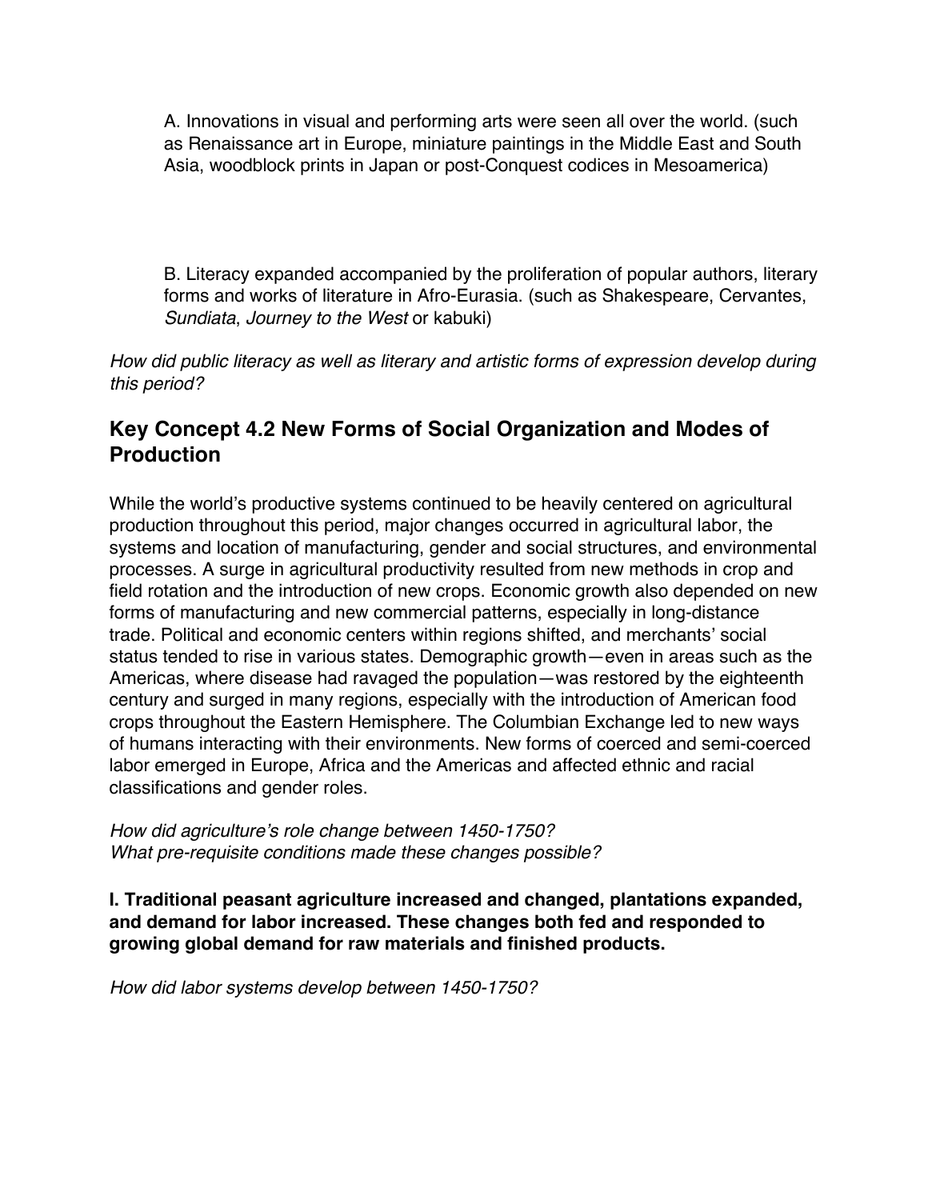A. Innovations in visual and performing arts were seen all over the world. (such as Renaissance art in Europe, miniature paintings in the Middle East and South Asia, woodblock prints in Japan or post-Conquest codices in Mesoamerica)

B. Literacy expanded accompanied by the proliferation of popular authors, literary forms and works of literature in Afro-Eurasia. (such as Shakespeare, Cervantes, *Sundiata*, *Journey to the West* or kabuki)

*How did public literacy as well as literary and artistic forms of expression develop during this period?*

## Key Concept 4.2 New Forms of Social Organization and Modes of Production

While the world's productive systems continued to be heavily centered on agricultural production throughout this period, major changes occurred in agricultural labor, the systems and location of manufacturing, gender and social structures, and environmental processes. A surge in agricultural productivity resulted from new methods in crop and field rotation and the introduction of new crops. Economic growth also depended on new forms of manufacturing and new commercial patterns, especially in long-distance trade. Political and economic centers within regions shifted, and merchants' social status tended to rise in various states. Demographic growth—even in areas such as the Americas, where disease had ravaged the population—was restored by the eighteenth century and surged in many regions, especially with the introduction of American food crops throughout the Eastern Hemisphere. The Columbian Exchange led to new ways of humans interacting with their environments. New forms of coerced and semi-coerced labor emerged in Europe, Africa and the Americas and affected ethnic and racial classifications and gender roles.

*How did agriculture's role change between 1450-1750?*
*What pre-requisite conditions made these changes possible?*

**I. Traditional peasant agriculture increased and changed, plantations expanded, and demand for labor increased. These changes both fed and responded to growing global demand for raw materials and finished products.**

*How did labor systems develop between 1450-1750?*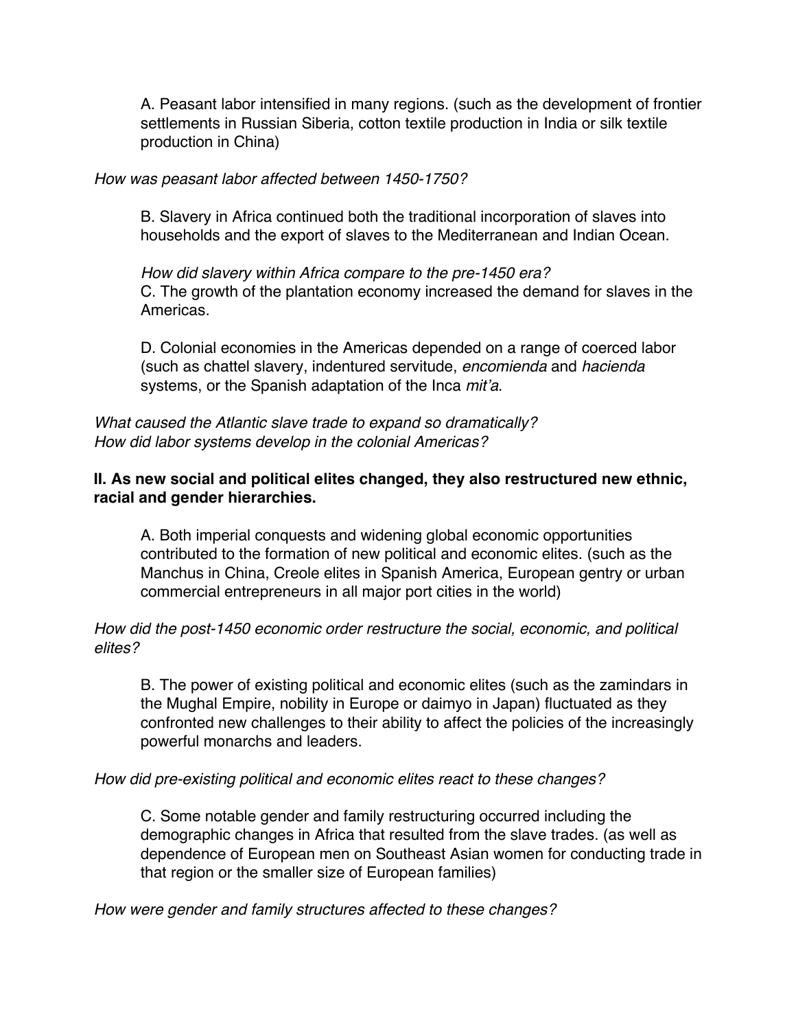A. Peasant labor intensified in many regions. (such as the development of frontier settlements in Russian Siberia, cotton textile production in India or silk textile production in China)

*How was peasant labor affected between 1450-1750?*

B. Slavery in Africa continued both the traditional incorporation of slaves into households and the export of slaves to the Mediterranean and Indian Ocean.

*How did slavery within Africa compare to the pre-1450 era?*

C. The growth of the plantation economy increased the demand for slaves in the Americas.

D. Colonial economies in the Americas depended on a range of coerced labor (such as chattel slavery, indentured servitude, *encomienda* and *hacienda* systems, or the Spanish adaptation of the Inca *mit'a*.

*What caused the Atlantic slave trade to expand so dramatically?*
*How did labor systems develop in the colonial Americas?*

**II. As new social and political elites changed, they also restructured new ethnic, racial and gender hierarchies.**

A. Both imperial conquests and widening global economic opportunities contributed to the formation of new political and economic elites. (such as the Manchus in China, Creole elites in Spanish America, European gentry or urban commercial entrepreneurs in all major port cities in the world)

*How did the post-1450 economic order restructure the social, economic, and political elites?*

B. The power of existing political and economic elites (such as the zamindars in the Mughal Empire, nobility in Europe or daimyo in Japan) fluctuated as they confronted new challenges to their ability to affect the policies of the increasingly powerful monarchs and leaders.

*How did pre-existing political and economic elites react to these changes?*

C. Some notable gender and family restructuring occurred including the demographic changes in Africa that resulted from the slave trades. (as well as dependence of European men on Southeast Asian women for conducting trade in that region or the smaller size of European families)

*How were gender and family structures affected to these changes?*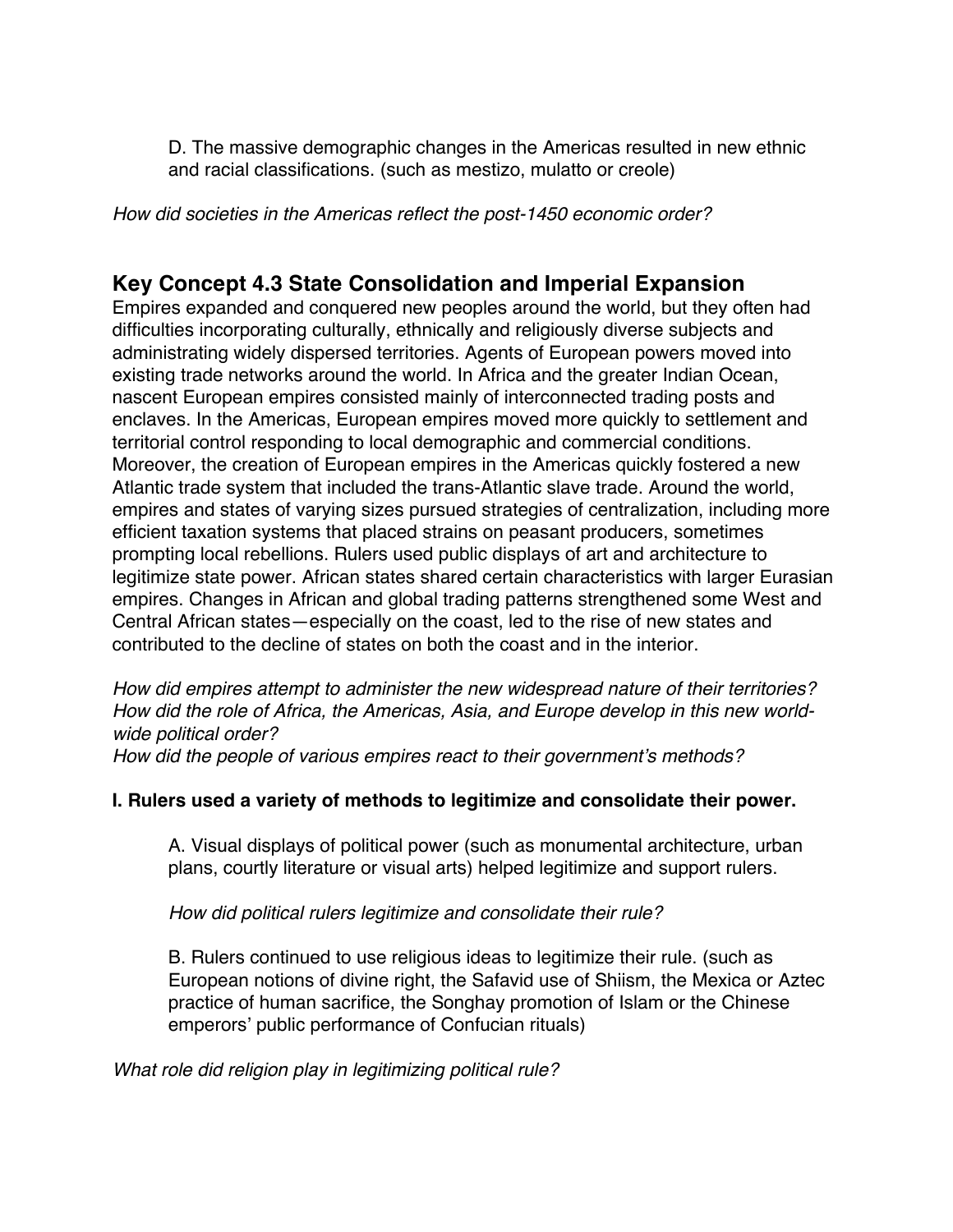D. The massive demographic changes in the Americas resulted in new ethnic and racial classifications. (such as mestizo, mulatto or creole)

*How did societies in the Americas reflect the post-1450 economic order?*

## Key Concept 4.3 State Consolidation and Imperial Expansion

Empires expanded and conquered new peoples around the world, but they often had difficulties incorporating culturally, ethnically and religiously diverse subjects and administrating widely dispersed territories. Agents of European powers moved into existing trade networks around the world. In Africa and the greater Indian Ocean, nascent European empires consisted mainly of interconnected trading posts and enclaves. In the Americas, European empires moved more quickly to settlement and territorial control responding to local demographic and commercial conditions. Moreover, the creation of European empires in the Americas quickly fostered a new Atlantic trade system that included the trans-Atlantic slave trade. Around the world, empires and states of varying sizes pursued strategies of centralization, including more efficient taxation systems that placed strains on peasant producers, sometimes prompting local rebellions. Rulers used public displays of art and architecture to legitimize state power. African states shared certain characteristics with larger Eurasian empires. Changes in African and global trading patterns strengthened some West and Central African states—especially on the coast, led to the rise of new states and contributed to the decline of states on both the coast and in the interior.

*How did empires attempt to administer the new widespread nature of their territories?*
*How did the role of Africa, the Americas, Asia, and Europe develop in this new world-wide political order?*
*How did the people of various empires react to their government's methods?*

**I. Rulers used a variety of methods to legitimize and consolidate their power.**

A. Visual displays of political power (such as monumental architecture, urban plans, courtly literature or visual arts) helped legitimize and support rulers.

*How did political rulers legitimize and consolidate their rule?*

B. Rulers continued to use religious ideas to legitimize their rule. (such as European notions of divine right, the Safavid use of Shiism, the Mexica or Aztec practice of human sacrifice, the Songhay promotion of Islam or the Chinese emperors' public performance of Confucian rituals)

*What role did religion play in legitimizing political rule?*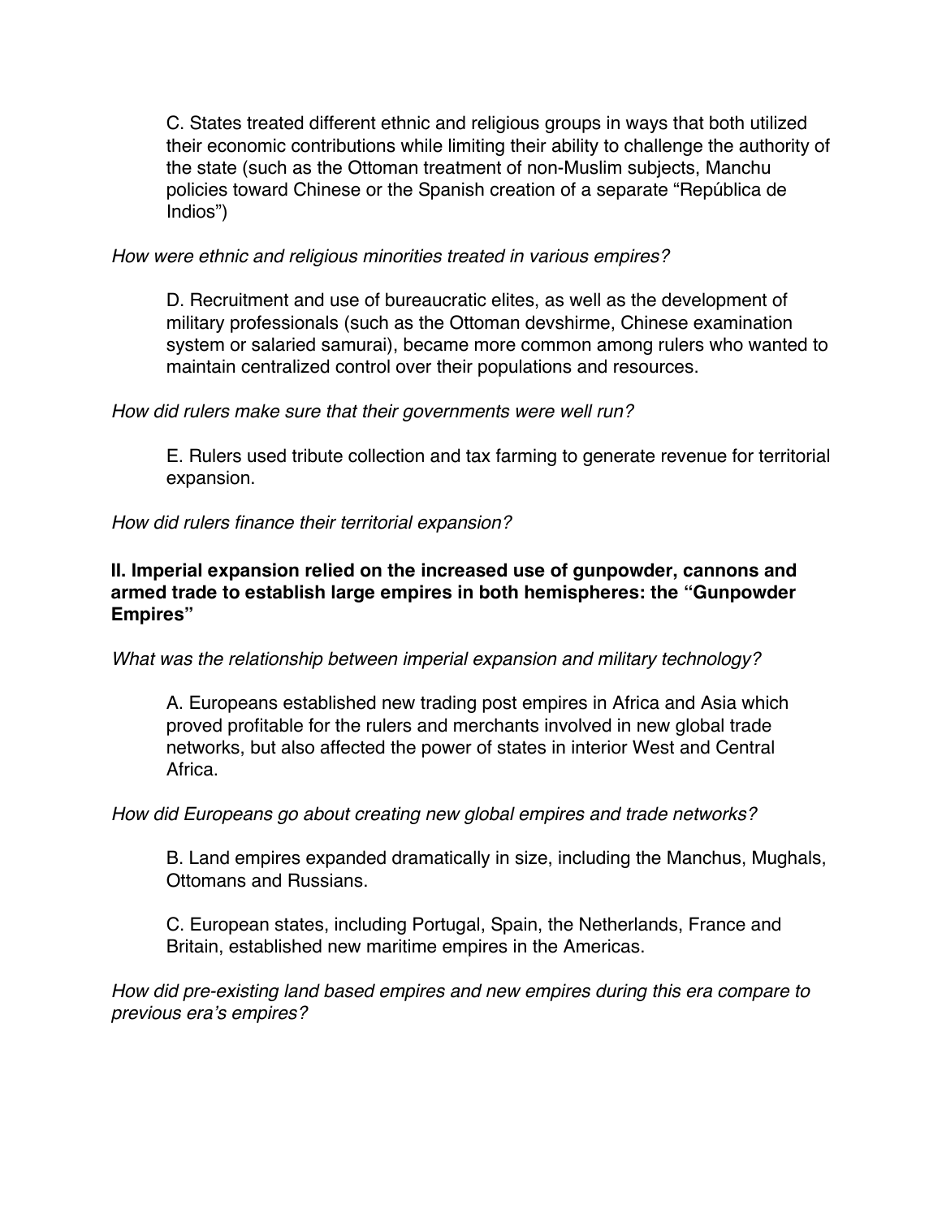C. States treated different ethnic and religious groups in ways that both utilized their economic contributions while limiting their ability to challenge the authority of the state (such as the Ottoman treatment of non-Muslim subjects, Manchu policies toward Chinese or the Spanish creation of a separate "República de Indios")

*How were ethnic and religious minorities treated in various empires?*

D. Recruitment and use of bureaucratic elites, as well as the development of military professionals (such as the Ottoman devshirme, Chinese examination system or salaried samurai), became more common among rulers who wanted to maintain centralized control over their populations and resources.

*How did rulers make sure that their governments were well run?*

E. Rulers used tribute collection and tax farming to generate revenue for territorial expansion.

*How did rulers finance their territorial expansion?*

**II. Imperial expansion relied on the increased use of gunpowder, cannons and armed trade to establish large empires in both hemispheres: the "Gunpowder Empires"**

*What was the relationship between imperial expansion and military technology?*

A. Europeans established new trading post empires in Africa and Asia which proved profitable for the rulers and merchants involved in new global trade networks, but also affected the power of states in interior West and Central Africa.

*How did Europeans go about creating new global empires and trade networks?*

B. Land empires expanded dramatically in size, including the Manchus, Mughals, Ottomans and Russians.

C. European states, including Portugal, Spain, the Netherlands, France and Britain, established new maritime empires in the Americas.

*How did pre-existing land based empires and new empires during this era compare to previous era's empires?*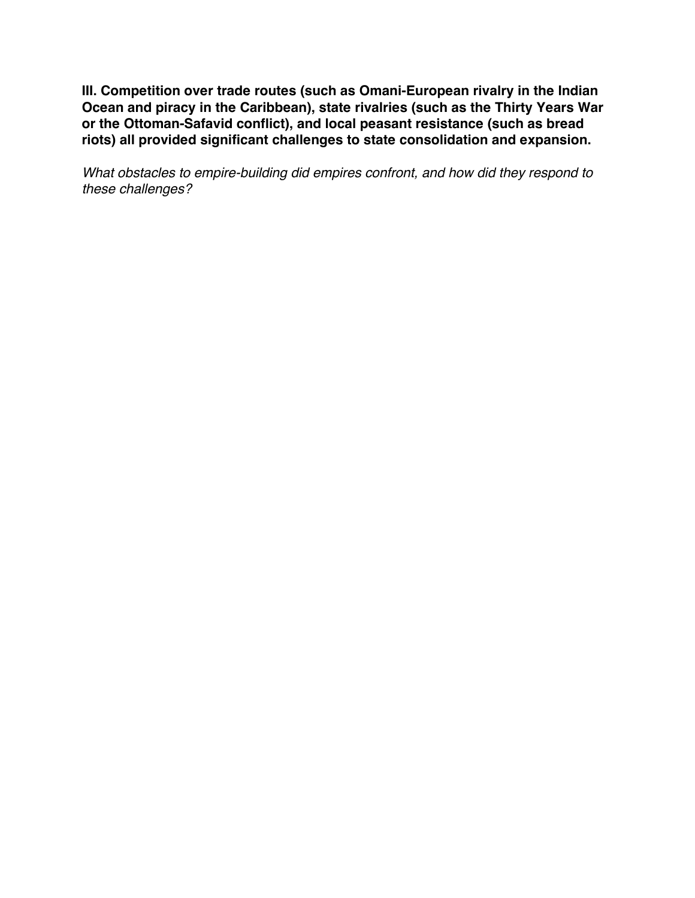**III. Competition over trade routes (such as Omani-European rivalry in the Indian Ocean and piracy in the Caribbean), state rivalries (such as the Thirty Years War or the Ottoman-Safavid conflict), and local peasant resistance (such as bread riots) all provided significant challenges to state consolidation and expansion.**

*What obstacles to empire-building did empires confront, and how did they respond to these challenges?*